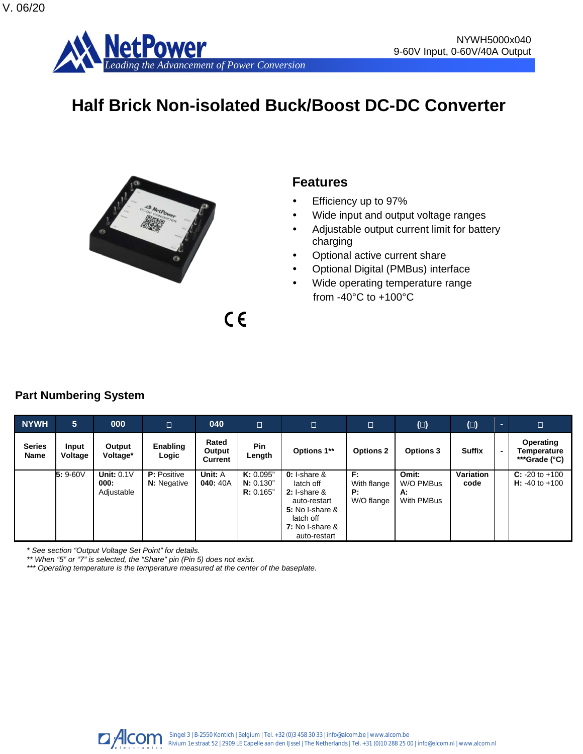NYWH5000x040
9-60V Input, 0-60V/40A Output

# Half Brick Non-isolated Buck/Boost DC-DC Converter

## Features

- Efficiency up to 97%
- Wide input and output voltage ranges
- Adjustable output current limit for battery charging
- Optional active current share
- Optional Digital (PMBus) interface
- Wide operating temperature range from -40°C to +100°C

## Part Numbering System

| NYWH | 5 | 000 | □ | 040 | □ | □ | □ | (□) | (□) | - | □ |
|---|---|---|---|---|---|---|---|---|---|---|---|
| **Series Name** | **Input Voltage** | **Output Voltage*** | **Enabling Logic** | **Rated Output Current** | **Pin Length** | **Options 1**** | **Options 2** | **Options 3** | **Suffix** | **-** | **Operating Temperature ***Grade (°C)** |
| | **5:** 9-60V | **Unit:** 0.1V<br>**000:** Adjustable | **P:** Positive<br>**N:** Negative | **Unit:** A<br>**040:** 40A | **K:** 0.095"<br>**N:** 0.130"<br>**R:** 0.165" | **0:** I-share & latch off<br>**2:** I-share & auto-restart<br>**5:** No I-share & latch off<br>**7:** No I-share & auto-restart | **F:** With flange<br>**P:** W/O flange | **Omit:** W/O PMBus<br>**A:** With PMBus | **Variation code** | | **C:** -20 to +100<br>**H:** -40 to +100 |

*\* See section "Output Voltage Set Point" for details.*
*\*\* When "5" or "7" is selected, the "Share" pin (Pin 5) does not exist.*
*\*\*\* Operating temperature is the temperature measured at the center of the baseplate.*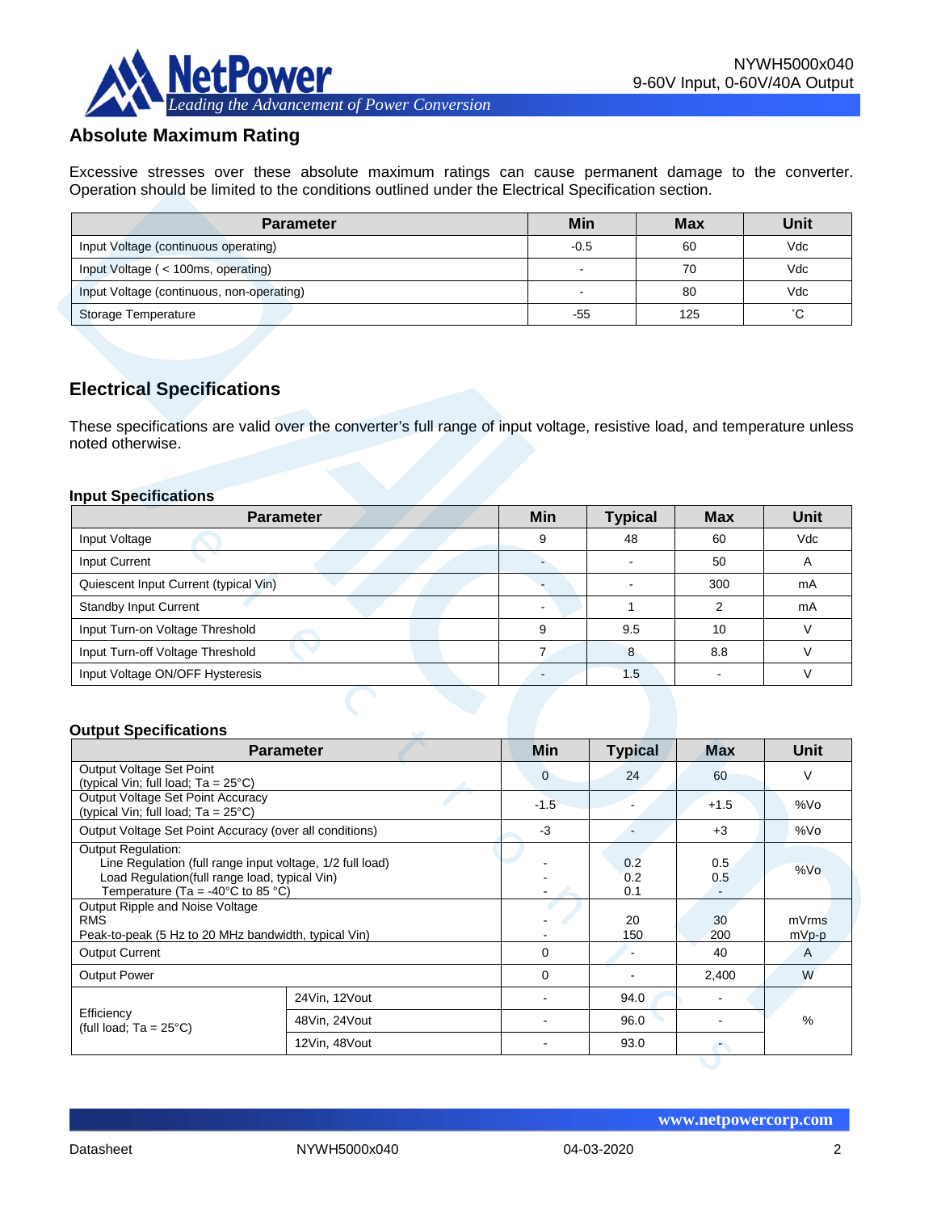## Absolute Maximum Rating

Excessive stresses over these absolute maximum ratings can cause permanent damage to the converter. Operation should be limited to the conditions outlined under the Electrical Specification section.

| Parameter | Min | Max | Unit |
|---|---|---|---|
| Input Voltage (continuous operating) | -0.5 | 60 | Vdc |
| Input Voltage ( < 100ms, operating) | - | 70 | Vdc |
| Input Voltage (continuous, non-operating) | - | 80 | Vdc |
| Storage Temperature | -55 | 125 | ˚C |

## Electrical Specifications

These specifications are valid over the converter's full range of input voltage, resistive load, and temperature unless noted otherwise.

### Input Specifications

| Parameter | Min | Typical | Max | Unit |
|---|---|---|---|---|
| Input Voltage | 9 | 48 | 60 | Vdc |
| Input Current | - | - | 50 | A |
| Quiescent Input Current (typical Vin) | - | - | 300 | mA |
| Standby Input Current | - | 1 | 2 | mA |
| Input Turn-on Voltage Threshold | 9 | 9.5 | 10 | V |
| Input Turn-off Voltage Threshold | 7 | 8 | 8.8 | V |
| Input Voltage ON/OFF Hysteresis | - | 1.5 | - | V |

### Output Specifications

| Parameter | | Min | Typical | Max | Unit |
|---|---|---|---|---|---|
| Output Voltage Set Point (typical Vin; full load; Ta = 25°C) | | 0 | 24 | 60 | V |
| Output Voltage Set Point Accuracy (typical Vin; full load; Ta = 25°C) | | -1.5 | - | +1.5 | %Vo |
| Output Voltage Set Point Accuracy (over all conditions) | | -3 | - | +3 | %Vo |
| Output Regulation:<br>Line Regulation (full range input voltage, 1/2 full load)<br>Load Regulation(full range load, typical Vin)<br>Temperature (Ta = -40°C to 85 °C) | | -<br>-<br>- | 0.2<br>0.2<br>0.1 | 0.5<br>0.5<br>- | %Vo |
| Output Ripple and Noise Voltage<br>RMS<br>Peak-to-peak (5 Hz to 20 MHz bandwidth, typical Vin) | | -<br>- | 20<br>150 | 30<br>200 | mVrms<br>mVp-p |
| Output Current | | 0 | - | 40 | A |
| Output Power | | 0 | - | 2,400 | W |
| Efficiency (full load; Ta = 25°C) | 24Vin, 12Vout | - | 94.0 | - | % |
| | 48Vin, 24Vout | - | 96.0 | - | |
| | 12Vin, 48Vout | - | 93.0 | - | |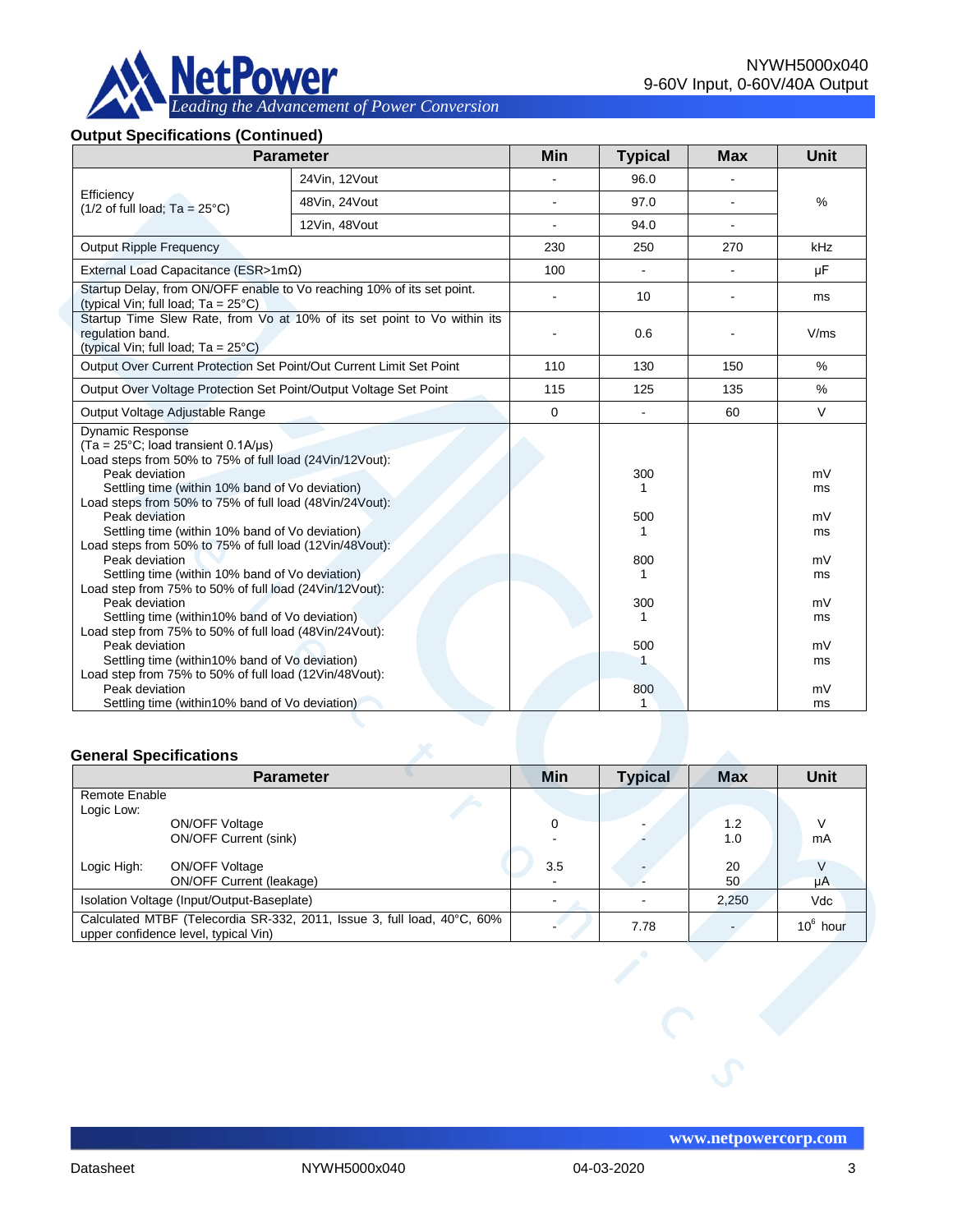## Output Specifications (Continued)

| Parameter | | Min | Typical | Max | Unit |
|---|---|---|---|---|---|
| Efficiency (1/2 of full load; Ta = 25°C) | 24Vin, 12Vout | - | 96.0 | - | % |
| | 48Vin, 24Vout | - | 97.0 | - | |
| | 12Vin, 48Vout | - | 94.0 | - | |
| Output Ripple Frequency | | 230 | 250 | 270 | kHz |
| External Load Capacitance (ESR>1mΩ) | | 100 | - | - | μF |
| Startup Delay, from ON/OFF enable to Vo reaching 10% of its set point. (typical Vin; full load; Ta = 25°C) | | - | 10 | - | ms |
| Startup Time Slew Rate, from Vo at 10% of its set point to Vo within its regulation band. (typical Vin; full load; Ta = 25°C) | | - | 0.6 | - | V/ms |
| Output Over Current Protection Set Point/Out Current Limit Set Point | | 110 | 130 | 150 | % |
| Output Over Voltage Protection Set Point/Output Voltage Set Point | | 115 | 125 | 135 | % |
| Output Voltage Adjustable Range | | 0 | - | 60 | V |
| Dynamic Response (Ta = 25°C; load transient 0.1A/μs) | | | | | |
| Load steps from 50% to 75% of full load (24Vin/12Vout): | | | | | |
| Peak deviation | | | 300 | | mV |
| Settling time (within 10% band of Vo deviation) | | | 1 | | ms |
| Load steps from 50% to 75% of full load (48Vin/24Vout): | | | | | |
| Peak deviation | | | 500 | | mV |
| Settling time (within 10% band of Vo deviation) | | | 1 | | ms |
| Load steps from 50% to 75% of full load (12Vin/48Vout): | | | | | |
| Peak deviation | | | 800 | | mV |
| Settling time (within 10% band of Vo deviation) | | | 1 | | ms |
| Load step from 75% to 50% of full load (24Vin/12Vout): | | | | | |
| Peak deviation | | | 300 | | mV |
| Settling time (within10% band of Vo deviation) | | | 1 | | ms |
| Load step from 75% to 50% of full load (48Vin/24Vout): | | | | | |
| Peak deviation | | | 500 | | mV |
| Settling time (within10% band of Vo deviation) | | | 1 | | ms |
| Load step from 75% to 50% of full load (12Vin/48Vout): | | | | | |
| Peak deviation | | | 800 | | mV |
| Settling time (within10% band of Vo deviation) | | | 1 | | ms |

## General Specifications

| Parameter | | Min | Typical | Max | Unit |
|---|---|---|---|---|---|
| Remote Enable | | | | | |
| Logic Low: | ON/OFF Voltage | 0 | - | 1.2 | V |
| | ON/OFF Current (sink) | - | - | 1.0 | mA |
| Logic High: | ON/OFF Voltage | 3.5 | - | 20 | V |
| | ON/OFF Current (leakage) | - | - | 50 | μA |
| Isolation Voltage (Input/Output-Baseplate) | | - | - | 2,250 | Vdc |
| Calculated MTBF (Telecordia SR-332, 2011, Issue 3, full load, 40°C, 60% upper confidence level, typical Vin) | | - | 7.78 | - | $10^6$ hour |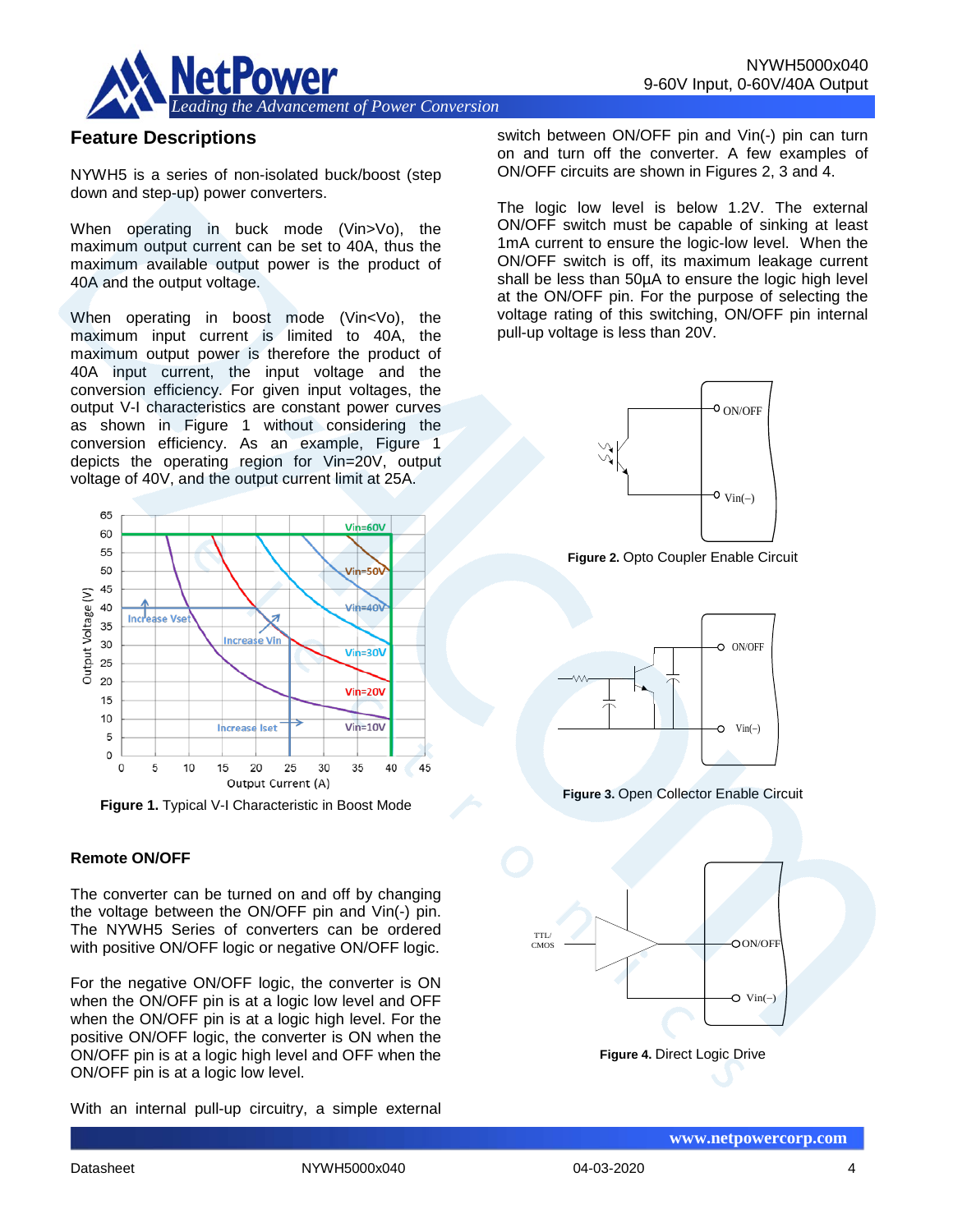## Feature Descriptions

NYWH5 is a series of non-isolated buck/boost (step down and step-up) power converters.

When operating in buck mode (Vin>Vo), the maximum output current can be set to 40A, thus the maximum available output power is the product of 40A and the output voltage.

When operating in boost mode (Vin<Vo), the maximum input current is limited to 40A, the maximum output power is therefore the product of 40A input current, the input voltage and the conversion efficiency. For given input voltages, the output V-I characteristics are constant power curves as shown in Figure 1 without considering the conversion efficiency. As an example, Figure 1 depicts the operating region for Vin=20V, output voltage of 40V, and the output current limit at 25A.

**Figure 1.** Typical V-I Characteristic in Boost Mode

### Remote ON/OFF

The converter can be turned on and off by changing the voltage between the ON/OFF pin and Vin(-) pin. The NYWH5 Series of converters can be ordered with positive ON/OFF logic or negative ON/OFF logic.

For the negative ON/OFF logic, the converter is ON when the ON/OFF pin is at a logic low level and OFF when the ON/OFF pin is at a logic high level. For the positive ON/OFF logic, the converter is ON when the ON/OFF pin is at a logic high level and OFF when the ON/OFF pin is at a logic low level.

With an internal pull-up circuitry, a simple external switch between ON/OFF pin and Vin(-) pin can turn on and turn off the converter. A few examples of ON/OFF circuits are shown in Figures 2, 3 and 4.

The logic low level is below 1.2V. The external ON/OFF switch must be capable of sinking at least 1mA current to ensure the logic-low level. When the ON/OFF switch is off, its maximum leakage current shall be less than 50μA to ensure the logic high level at the ON/OFF pin. For the purpose of selecting the voltage rating of this switching, ON/OFF pin internal pull-up voltage is less than 20V.

**Figure 2.** Opto Coupler Enable Circuit

**Figure 3.** Open Collector Enable Circuit

**Figure 4.** Direct Logic Drive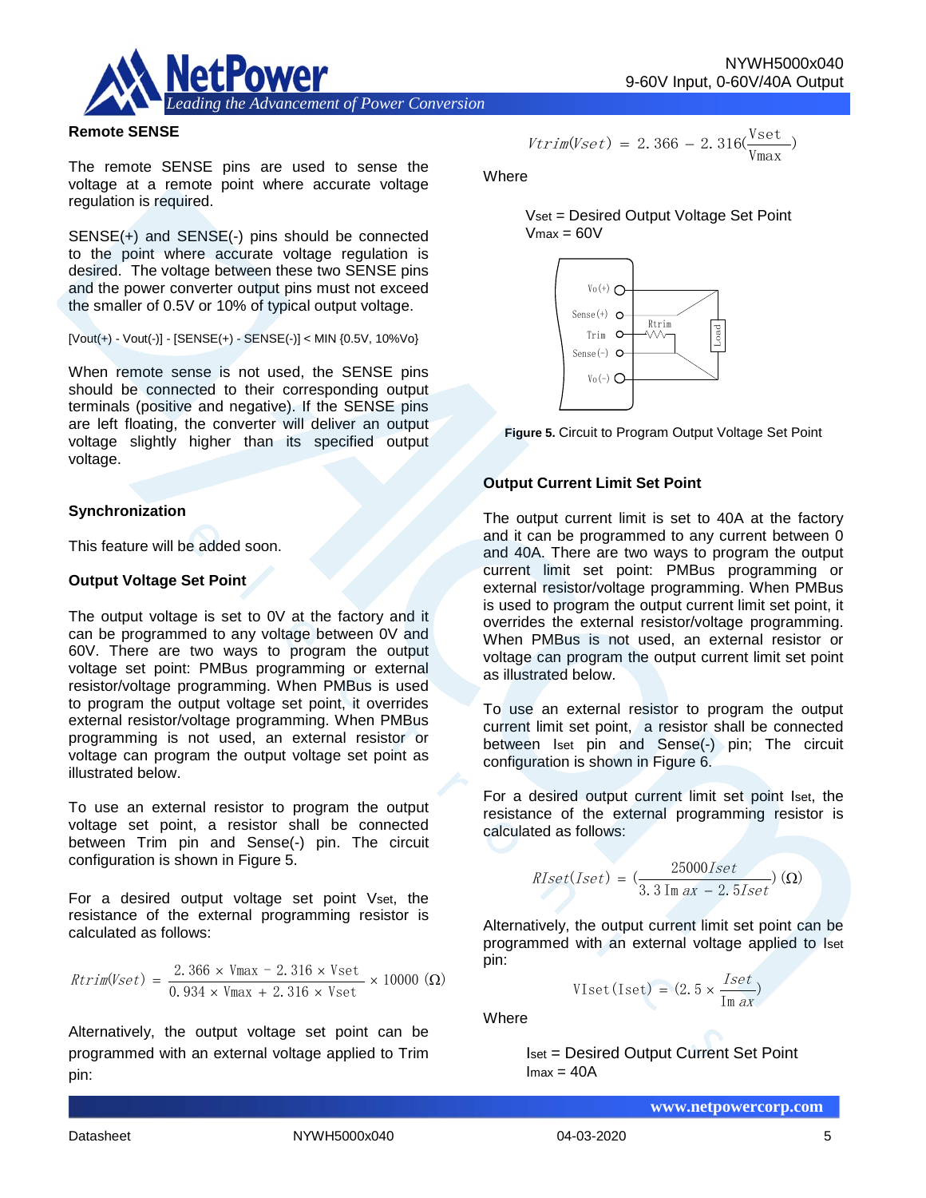### Remote SENSE

The remote SENSE pins are used to sense the voltage at a remote point where accurate voltage regulation is required.

SENSE(+) and SENSE(-) pins should be connected to the point where accurate voltage regulation is desired. The voltage between these two SENSE pins and the power converter output pins must not exceed the smaller of 0.5V or 10% of typical output voltage.

[Vout(+) - Vout(-)] - [SENSE(+) - SENSE(-)] < MIN {0.5V, 10%Vo}

When remote sense is not used, the SENSE pins should be connected to their corresponding output terminals (positive and negative). If the SENSE pins are left floating, the converter will deliver an output voltage slightly higher than its specified output voltage.

### Synchronization

This feature will be added soon.

### Output Voltage Set Point

The output voltage is set to 0V at the factory and it can be programmed to any voltage between 0V and 60V. There are two ways to program the output voltage set point: PMBus programming or external resistor/voltage programming. When PMBus is used to program the output voltage set point, it overrides external resistor/voltage programming. When PMBus programming is not used, an external resistor or voltage can program the output voltage set point as illustrated below.

To use an external resistor to program the output voltage set point, a resistor shall be connected between Trim pin and Sense(-) pin. The circuit configuration is shown in Figure 5.

For a desired output voltage set point $V_{set}$, the resistance of the external programming resistor is calculated as follows:

$$Rtrim(Vset) = \frac{2.366 \times Vmax - 2.316 \times Vset}{0.934 \times Vmax + 2.316 \times Vset} \times 10000\ (\Omega)$$

Alternatively, the output voltage set point can be programmed with an external voltage applied to Trim pin:

$$Vtrim(Vset) = 2.366 - 2.316\left(\frac{Vset}{Vmax}\right)$$

Where

$V_{set}$ = Desired Output Voltage Set Point
$V_{max}$ = 60V

**Figure 5.** Circuit to Program Output Voltage Set Point

### Output Current Limit Set Point

The output current limit is set to 40A at the factory and it can be programmed to any current between 0 and 40A. There are two ways to program the output current limit set point: PMBus programming or external resistor/voltage programming. When PMBus is used to program the output current limit set point, it overrides the external resistor/voltage programming. When PMBus is not used, an external resistor or voltage can program the output current limit set point as illustrated below.

To use an external resistor to program the output current limit set point, a resistor shall be connected between $I_{set}$ pin and Sense(-) pin; The circuit configuration is shown in Figure 6.

For a desired output current limit set point $I_{set}$, the resistance of the external programming resistor is calculated as follows:

$$RIset(Iset) = \left(\frac{25000Iset}{3.3\,Imax - 2.5Iset}\right)(\Omega)$$

Alternatively, the output current limit set point can be programmed with an external voltage applied to $I_{set}$ pin:

$$VIset(Iset) = \left(2.5 \times \frac{Iset}{Imax}\right)$$

Where

$I_{set}$ = Desired Output Current Set Point
$I_{max}$ = 40A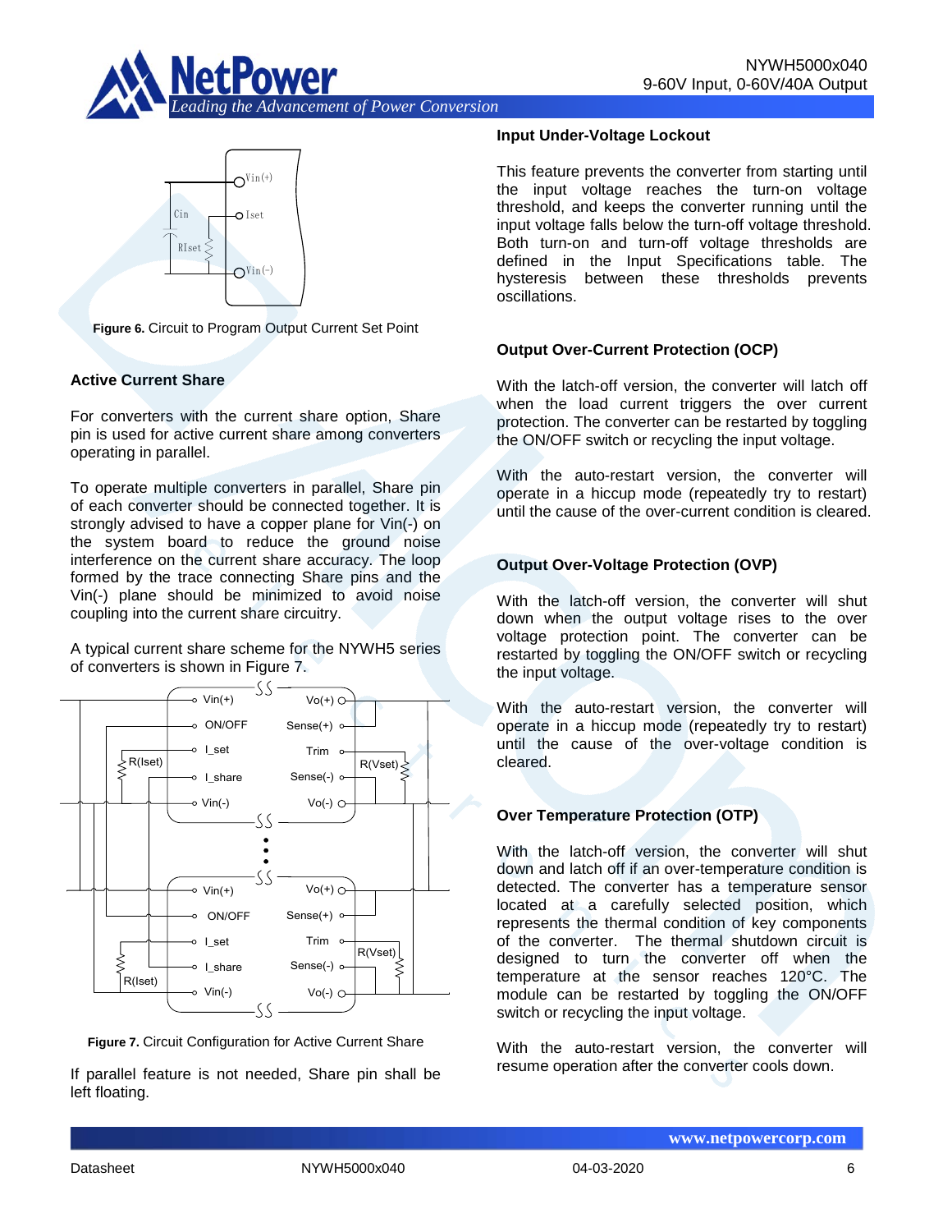Figure 6. Circuit to Program Output Current Set Point

## Active Current Share

For converters with the current share option, Share pin is used for active current share among converters operating in parallel.

To operate multiple converters in parallel, Share pin of each converter should be connected together. It is strongly advised to have a copper plane for Vin(-) on the system board to reduce the ground noise interference on the current share accuracy. The loop formed by the trace connecting Share pins and the Vin(-) plane should be minimized to avoid noise coupling into the current share circuitry.

A typical current share scheme for the NYWH5 series of converters is shown in Figure 7.

Figure 7. Circuit Configuration for Active Current Share

If parallel feature is not needed, Share pin shall be left floating.

## Input Under-Voltage Lockout

This feature prevents the converter from starting until the input voltage reaches the turn-on voltage threshold, and keeps the converter running until the input voltage falls below the turn-off voltage threshold. Both turn-on and turn-off voltage thresholds are defined in the Input Specifications table. The hysteresis between these thresholds prevents oscillations.

## Output Over-Current Protection (OCP)

With the latch-off version, the converter will latch off when the load current triggers the over current protection. The converter can be restarted by toggling the ON/OFF switch or recycling the input voltage.

With the auto-restart version, the converter will operate in a hiccup mode (repeatedly try to restart) until the cause of the over-current condition is cleared.

## Output Over-Voltage Protection (OVP)

With the latch-off version, the converter will shut down when the output voltage rises to the over voltage protection point. The converter can be restarted by toggling the ON/OFF switch or recycling the input voltage.

With the auto-restart version, the converter will operate in a hiccup mode (repeatedly try to restart) until the cause of the over-voltage condition is cleared.

## Over Temperature Protection (OTP)

With the latch-off version, the converter will shut down and latch off if an over-temperature condition is detected. The converter has a temperature sensor located at a carefully selected position, which represents the thermal condition of key components of the converter. The thermal shutdown circuit is designed to turn the converter off when the temperature at the sensor reaches 120°C. The module can be restarted by toggling the ON/OFF switch or recycling the input voltage.

With the auto-restart version, the converter will resume operation after the converter cools down.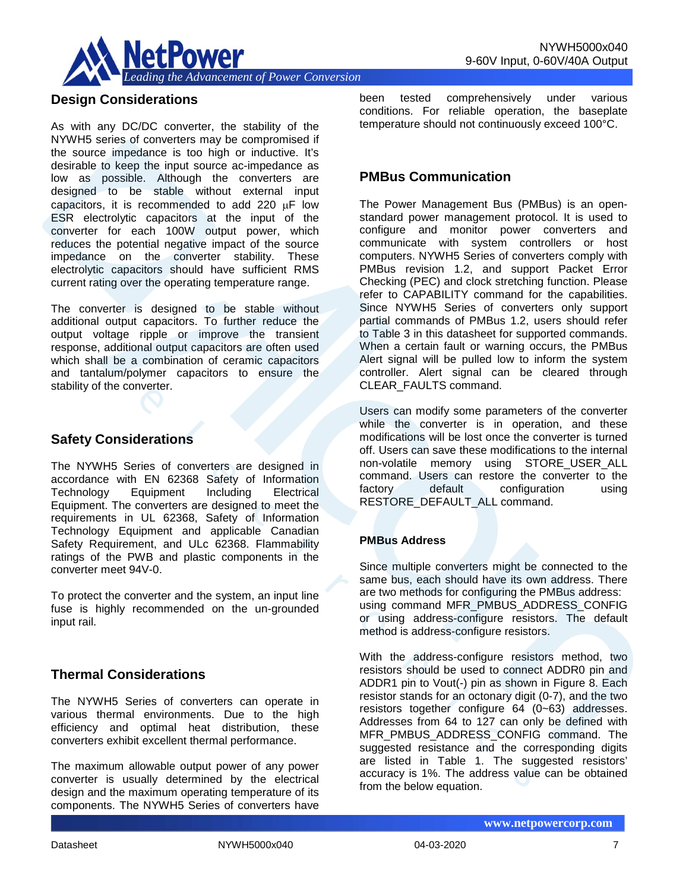## Design Considerations

As with any DC/DC converter, the stability of the NYWH5 series of converters may be compromised if the source impedance is too high or inductive. It's desirable to keep the input source ac-impedance as low as possible. Although the converters are designed to be stable without external input capacitors, it is recommended to add 220 μF low ESR electrolytic capacitors at the input of the converter for each 100W output power, which reduces the potential negative impact of the source impedance on the converter stability. These electrolytic capacitors should have sufficient RMS current rating over the operating temperature range.

The converter is designed to be stable without additional output capacitors. To further reduce the output voltage ripple or improve the transient response, additional output capacitors are often used which shall be a combination of ceramic capacitors and tantalum/polymer capacitors to ensure the stability of the converter.

## Safety Considerations

The NYWH5 Series of converters are designed in accordance with EN 62368 Safety of Information Technology Equipment Including Electrical Equipment. The converters are designed to meet the requirements in UL 62368, Safety of Information Technology Equipment and applicable Canadian Safety Requirement, and ULc 62368. Flammability ratings of the PWB and plastic components in the converter meet 94V-0.

To protect the converter and the system, an input line fuse is highly recommended on the un-grounded input rail.

## Thermal Considerations

The NYWH5 Series of converters can operate in various thermal environments. Due to the high efficiency and optimal heat distribution, these converters exhibit excellent thermal performance.

The maximum allowable output power of any power converter is usually determined by the electrical design and the maximum operating temperature of its components. The NYWH5 Series of converters have been tested comprehensively under various conditions. For reliable operation, the baseplate temperature should not continuously exceed 100°C.

## PMBus Communication

The Power Management Bus (PMBus) is an open-standard power management protocol. It is used to configure and monitor power converters and communicate with system controllers or host computers. NYWH5 Series of converters comply with PMBus revision 1.2, and support Packet Error Checking (PEC) and clock stretching function. Please refer to CAPABILITY command for the capabilities. Since NYWH5 Series of converters only support partial commands of PMBus 1.2, users should refer to Table 3 in this datasheet for supported commands. When a certain fault or warning occurs, the PMBus Alert signal will be pulled low to inform the system controller. Alert signal can be cleared through CLEAR_FAULTS command.

Users can modify some parameters of the converter while the converter is in operation, and these modifications will be lost once the converter is turned off. Users can save these modifications to the internal non-volatile memory using STORE_USER_ALL command. Users can restore the converter to the factory default configuration using RESTORE_DEFAULT_ALL command.

### PMBus Address

Since multiple converters might be connected to the same bus, each should have its own address. There are two methods for configuring the PMBus address: using command MFR_PMBUS_ADDRESS_CONFIG or using address-configure resistors. The default method is address-configure resistors.

With the address-configure resistors method, two resistors should be used to connect ADDR0 pin and ADDR1 pin to Vout(-) pin as shown in Figure 8. Each resistor stands for an octonary digit (0-7), and the two resistors together configure 64 (0~63) addresses. Addresses from 64 to 127 can only be defined with MFR_PMBUS_ADDRESS_CONFIG command. The suggested resistance and the corresponding digits are listed in Table 1. The suggested resistors' accuracy is 1%. The address value can be obtained from the below equation.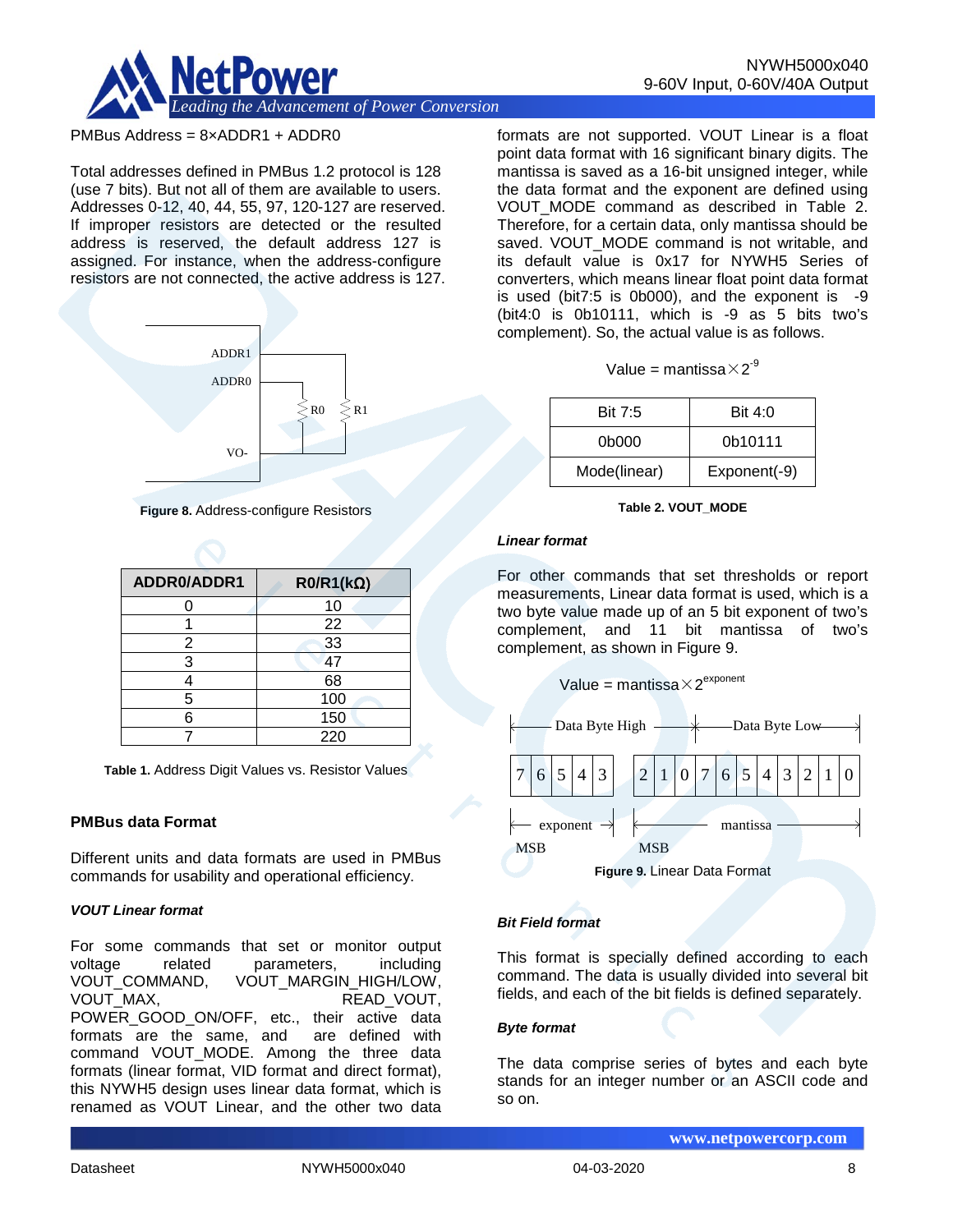PMBus Address = 8×ADDR1 + ADDR0

Total addresses defined in PMBus 1.2 protocol is 128 (use 7 bits). But not all of them are available to users. Addresses 0-12, 40, 44, 55, 97, 120-127 are reserved. If improper resistors are detected or the resulted address is reserved, the default address 127 is assigned. For instance, when the address-configure resistors are not connected, the active address is 127.

**Figure 8.** Address-configure Resistors

| ADDR0/ADDR1 | R0/R1(kΩ) |
|---|---|
| 0 | 10 |
| 1 | 22 |
| 2 | 33 |
| 3 | 47 |
| 4 | 68 |
| 5 | 100 |
| 6 | 150 |
| 7 | 220 |

**Table 1.** Address Digit Values vs. Resistor Values

### PMBus data Format

Different units and data formats are used in PMBus commands for usability and operational efficiency.

#### *VOUT Linear format*

For some commands that set or monitor output voltage related parameters, including VOUT_COMMAND, VOUT_MARGIN_HIGH/LOW, VOUT_MAX, READ_VOUT, POWER_GOOD_ON/OFF, etc., their active data formats are the same, and are defined with command VOUT_MODE. Among the three data formats (linear format, VID format and direct format), this NYWH5 design uses linear data format, which is renamed as VOUT Linear, and the other two data formats are not supported. VOUT Linear is a float point data format with 16 significant binary digits. The mantissa is saved as a 16-bit unsigned integer, while the data format and the exponent are defined using VOUT_MODE command as described in Table 2. Therefore, for a certain data, only mantissa should be saved. VOUT_MODE command is not writable, and its default value is 0x17 for NYWH5 Series of converters, which means linear float point data format is used (bit7:5 is 0b000), and the exponent is -9 (bit4:0 is 0b10111, which is -9 as 5 bits two's complement). So, the actual value is as follows.

$$\text{Value} = \text{mantissa} \times 2^{-9}$$

| Bit 7:5 | Bit 4:0 |
|---|---|
| 0b000 | 0b10111 |
| Mode(linear) | Exponent(-9) |

**Table 2. VOUT_MODE**

#### *Linear format*

For other commands that set thresholds or report measurements, Linear data format is used, which is a two byte value made up of an 5 bit exponent of two's complement, and 11 bit mantissa of two's complement, as shown in Figure 9.

$$\text{Value} = \text{mantissa} \times 2^{\text{exponent}}$$

| Data Byte High | | | | | | | | Data Byte Low | | | | | | | |
|---|---|---|---|---|---|---|---|---|---|---|---|---|---|---|---|
| 7 | 6 | 5 | 4 | 3 | 2 | 1 | 0 | 7 | 6 | 5 | 4 | 3 | 2 | 1 | 0 |
| exponent (MSB) | | | | | mantissa (MSB) | | | | | | | | | | |

**Figure 9.** Linear Data Format

#### *Bit Field format*

This format is specially defined according to each command. The data is usually divided into several bit fields, and each of the bit fields is defined separately.

#### *Byte format*

The data comprise series of bytes and each byte stands for an integer number or an ASCII code and so on.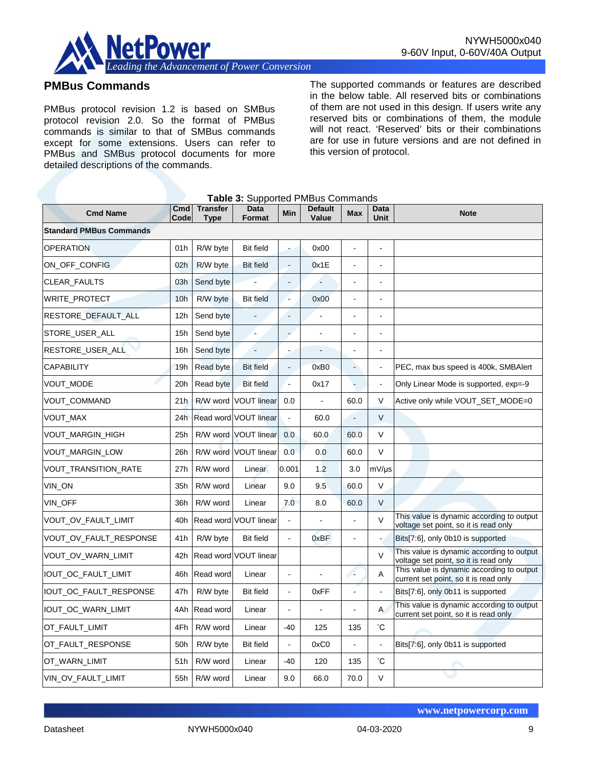## PMBus Commands

PMBus protocol revision 1.2 is based on SMBus protocol revision 2.0. So the format of PMBus commands is similar to that of SMBus commands except for some extensions. Users can refer to PMBus and SMBus protocol documents for more detailed descriptions of the commands.

The supported commands or features are described in the below table. All reserved bits or combinations of them are not used in this design. If users write any reserved bits or combinations of them, the module will not react. 'Reserved' bits or their combinations are for use in future versions and are not defined in this version of protocol.

**Table 3:** Supported PMBus Commands

| Cmd Name | Cmd Code | Transfer Type | Data Format | Min | Default Value | Max | Data Unit | Note |
|---|---|---|---|---|---|---|---|---|
| **Standard PMBus Commands** | | | | | | | | |
| OPERATION | 01h | R/W byte | Bit field | - | 0x00 | - | - | |
| ON_OFF_CONFIG | 02h | R/W byte | Bit field | - | 0x1E | - | - | |
| CLEAR_FAULTS | 03h | Send byte | - | - | - | - | - | |
| WRITE_PROTECT | 10h | R/W byte | Bit field | - | 0x00 | - | - | |
| RESTORE_DEFAULT_ALL | 12h | Send byte | - | - | - | - | - | |
| STORE_USER_ALL | 15h | Send byte | - | - | - | - | - | |
| RESTORE_USER_ALL | 16h | Send byte | - | - | - | - | - | |
| CAPABILITY | 19h | Read byte | Bit field | - | 0xB0 | - | - | PEC, max bus speed is 400k, SMBAlert |
| VOUT_MODE | 20h | Read byte | Bit field | - | 0x17 | - | - | Only Linear Mode is supported, exp=-9 |
| VOUT_COMMAND | 21h | R/W word | VOUT linear | 0.0 | - | 60.0 | V | Active only while VOUT_SET_MODE=0 |
| VOUT_MAX | 24h | Read word | VOUT linear | - | 60.0 | - | V | |
| VOUT_MARGIN_HIGH | 25h | R/W word | VOUT linear | 0.0 | 60.0 | 60.0 | V | |
| VOUT_MARGIN_LOW | 26h | R/W word | VOUT linear | 0.0 | 0.0 | 60.0 | V | |
| VOUT_TRANSITION_RATE | 27h | R/W word | Linear | 0.001 | 1.2 | 3.0 | mV/μs | |
| VIN_ON | 35h | R/W word | Linear | 9.0 | 9.5 | 60.0 | V | |
| VIN_OFF | 36h | R/W word | Linear | 7.0 | 8.0 | 60.0 | V | |
| VOUT_OV_FAULT_LIMIT | 40h | Read word | VOUT linear | - | - | - | V | This value is dynamic according to output voltage set point, so it is read only |
| VOUT_OV_FAULT_RESPONSE | 41h | R/W byte | Bit field | - | 0xBF | - | - | Bits[7:6], only 0b10 is supported |
| VOUT_OV_WARN_LIMIT | 42h | Read word | VOUT linear | | | | V | This value is dynamic according to output voltage set point, so it is read only |
| IOUT_OC_FAULT_LIMIT | 46h | Read word | Linear | - | - | - | A | This value is dynamic according to output current set point, so it is read only |
| IOUT_OC_FAULT_RESPONSE | 47h | R/W byte | Bit field | - | 0xFF | - | - | Bits[7:6], only 0b11 is supported |
| IOUT_OC_WARN_LIMIT | 4Ah | Read word | Linear | - | - | - | A | This value is dynamic according to output current set point, so it is read only |
| OT_FAULT_LIMIT | 4Fh | R/W word | Linear | -40 | 125 | 135 | ˚C | |
| OT_FAULT_RESPONSE | 50h | R/W byte | Bit field | - | 0xC0 | - | - | Bits[7:6], only 0b11 is supported |
| OT_WARN_LIMIT | 51h | R/W word | Linear | -40 | 120 | 135 | ˚C | |
| VIN_OV_FAULT_LIMIT | 55h | R/W word | Linear | 9.0 | 66.0 | 70.0 | V | |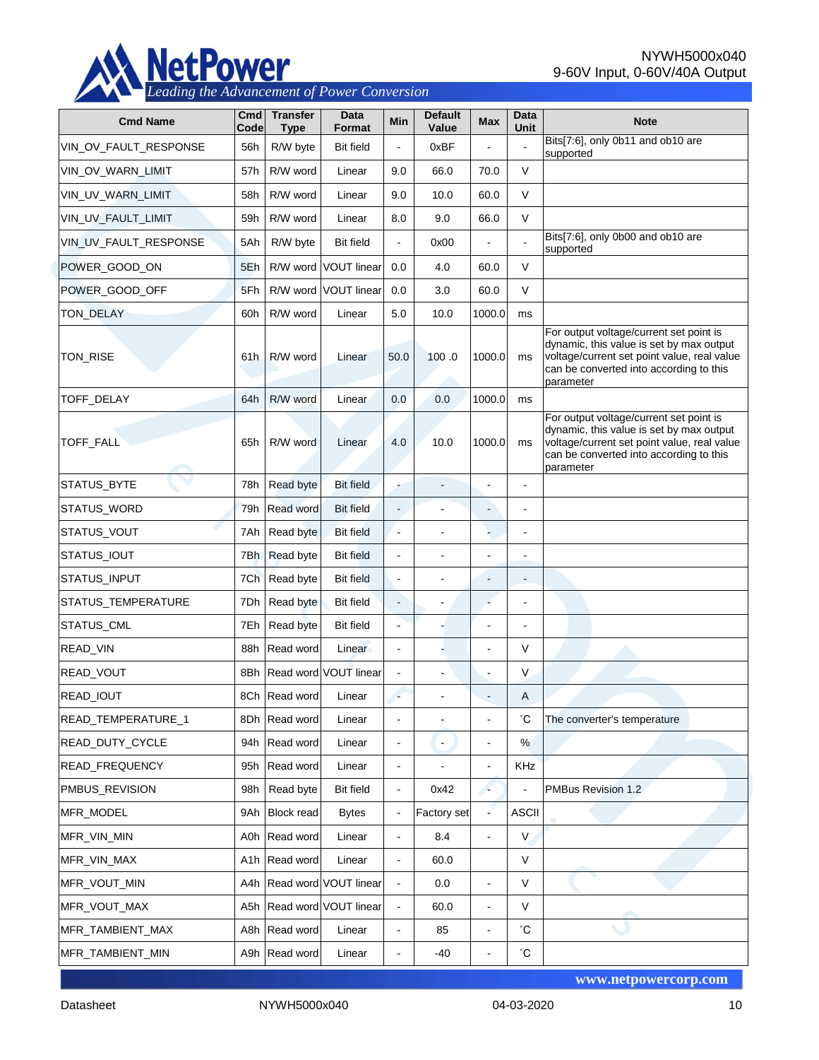| Cmd Name | Cmd Code | Transfer Type | Data Format | Min | Default Value | Max | Data Unit | Note |
|---|---|---|---|---|---|---|---|---|
| VIN_OV_FAULT_RESPONSE | 56h | R/W byte | Bit field | - | 0xBF | - | - | Bits[7:6], only 0b11 and ob10 are supported |
| VIN_OV_WARN_LIMIT | 57h | R/W word | Linear | 9.0 | 66.0 | 70.0 | V | |
| VIN_UV_WARN_LIMIT | 58h | R/W word | Linear | 9.0 | 10.0 | 60.0 | V | |
| VIN_UV_FAULT_LIMIT | 59h | R/W word | Linear | 8.0 | 9.0 | 66.0 | V | |
| VIN_UV_FAULT_RESPONSE | 5Ah | R/W byte | Bit field | - | 0x00 | - | - | Bits[7:6], only 0b00 and ob10 are supported |
| POWER_GOOD_ON | 5Eh | R/W word | VOUT linear | 0.0 | 4.0 | 60.0 | V | |
| POWER_GOOD_OFF | 5Fh | R/W word | VOUT linear | 0.0 | 3.0 | 60.0 | V | |
| TON_DELAY | 60h | R/W word | Linear | 5.0 | 10.0 | 1000.0 | ms | |
| TON_RISE | 61h | R/W word | Linear | 50.0 | 100 .0 | 1000.0 | ms | For output voltage/current set point is dynamic, this value is set by max output voltage/current set point value, real value can be converted into according to this parameter |
| TOFF_DELAY | 64h | R/W word | Linear | 0.0 | 0.0 | 1000.0 | ms | |
| TOFF_FALL | 65h | R/W word | Linear | 4.0 | 10.0 | 1000.0 | ms | For output voltage/current set point is dynamic, this value is set by max output voltage/current set point value, real value can be converted into according to this parameter |
| STATUS_BYTE | 78h | Read byte | Bit field | - | - | - | - | |
| STATUS_WORD | 79h | Read word | Bit field | - | - | - | - | |
| STATUS_VOUT | 7Ah | Read byte | Bit field | - | - | - | - | |
| STATUS_IOUT | 7Bh | Read byte | Bit field | - | - | - | - | |
| STATUS_INPUT | 7Ch | Read byte | Bit field | - | - | - | - | |
| STATUS_TEMPERATURE | 7Dh | Read byte | Bit field | - | - | - | - | |
| STATUS_CML | 7Eh | Read byte | Bit field | - | - | - | - | |
| READ_VIN | 88h | Read word | Linear | - | - | - | V | |
| READ_VOUT | 8Bh | Read word | VOUT linear | - | - | - | V | |
| READ_IOUT | 8Ch | Read word | Linear | - | - | - | A | |
| READ_TEMPERATURE_1 | 8Dh | Read word | Linear | - | - | - | ˚C | The converter's temperature |
| READ_DUTY_CYCLE | 94h | Read word | Linear | - | - | - | % | |
| READ_FREQUENCY | 95h | Read word | Linear | - | - | - | KHz | |
| PMBUS_REVISION | 98h | Read byte | Bit field | - | 0x42 | - | - | PMBus Revision 1.2 |
| MFR_MODEL | 9Ah | Block read | Bytes | - | Factory set | - | ASCII | |
| MFR_VIN_MIN | A0h | Read word | Linear | - | 8.4 | - | V | |
| MFR_VIN_MAX | A1h | Read word | Linear | - | 60.0 | | V | |
| MFR_VOUT_MIN | A4h | Read word | VOUT linear | - | 0.0 | - | V | |
| MFR_VOUT_MAX | A5h | Read word | VOUT linear | - | 60.0 | - | V | |
| MFR_TAMBIENT_MAX | A8h | Read word | Linear | - | 85 | - | ˚C | |
| MFR_TAMBIENT_MIN | A9h | Read word | Linear | - | -40 | - | ˚C | |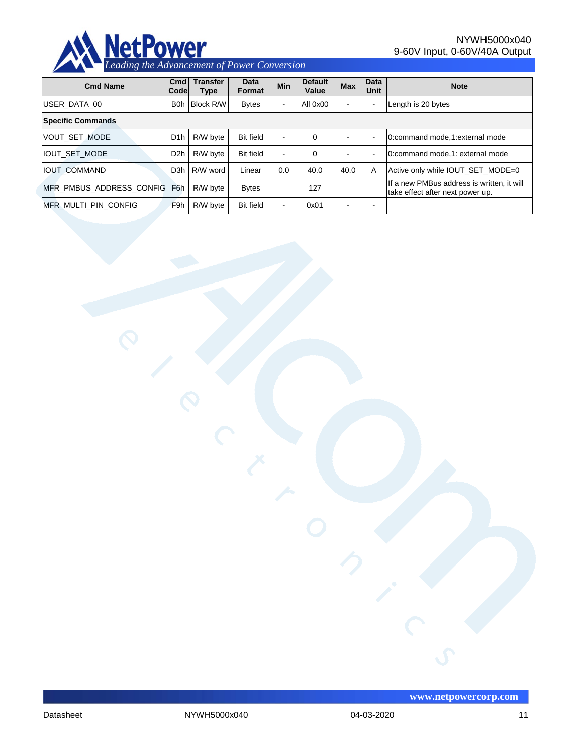| Cmd Name | Cmd Code | Transfer Type | Data Format | Min | Default Value | Max | Data Unit | Note |
|---|---|---|---|---|---|---|---|---|
| USER_DATA_00 | B0h | Block R/W | Bytes | - | All 0x00 | - | - | Length is 20 bytes |
| **Specific Commands** | | | | | | | | |
| VOUT_SET_MODE | D1h | R/W byte | Bit field | - | 0 | - | - | 0:command mode,1:external mode |
| IOUT_SET_MODE | D2h | R/W byte | Bit field | - | 0 | - | - | 0:command mode,1: external mode |
| IOUT_COMMAND | D3h | R/W word | Linear | 0.0 | 40.0 | 40.0 | A | Active only while IOUT_SET_MODE=0 |
| MFR_PMBUS_ADDRESS_CONFIG | F6h | R/W byte | Bytes | | 127 | | | If a new PMBus address is written, it will take effect after next power up. |
| MFR_MULTI_PIN_CONFIG | F9h | R/W byte | Bit field | - | 0x01 | - | - | |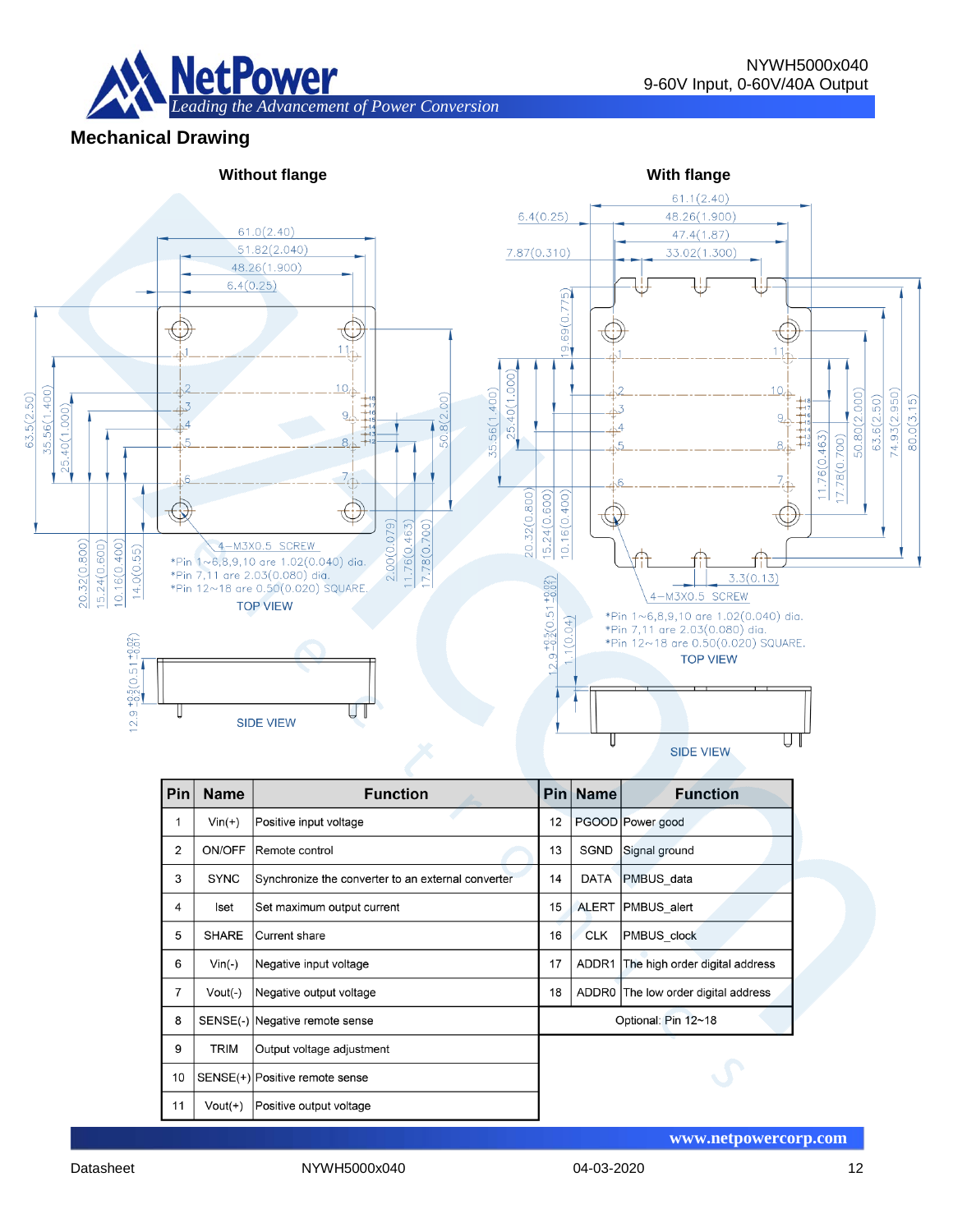## Mechanical Drawing

**Without flange**

61.0(2.40)
51.82(2.040)
48.26(1.900)
6.4(0.25)

63.5(2.50)
35.56(1.400)
25.40(1.000)
50.8(2.00)
20.32(0.800)
15.24(0.600)
10.16(0.400)
14.0(0.55)
2.00(0.079)
11.76(0.463)
17.78(0.700)

4–M3X0.5 SCREW
*Pin 1~6,8,9,10 are 1.02(0.040) dia.
*Pin 7,11 are 2.03(0.080) dia.
*Pin 12~18 are 0.50(0.020) SQUARE.

TOP VIEW

12.9 +0.5/−0.2 (0.51 +0.02/−0.01)

SIDE VIEW

**With flange**

61.1(2.40)
6.4(0.25)
48.26(1.900)
47.4(1.87)
7.87(0.310)
33.02(1.300)

19.69(0.775)
35.56(1.400)
25.40(1.000)
20.32(0.800)
15.24(0.600)
10.16(0.400)
11.76(0.463)
17.78(0.700)
50.80(2.000)
63.6(2.50)
74.93(2.950)
80.0(3.15)
3.3(0.13)

4–M3X0.5 SCREW
*Pin 1~6,8,9,10 are 1.02(0.040) dia.
*Pin 7,11 are 2.03(0.080) dia.
*Pin 12~18 are 0.50(0.020) SQUARE.

TOP VIEW

12.9 +0.5/−0.2 (0.51 +0.02/−0.01)
1.1(0.04)

SIDE VIEW

| Pin | Name | Function | Pin | Name | Function |
|---|---|---|---|---|---|
| 1 | Vin(+) | Positive input voltage | 12 | PGOOD | Power good |
| 2 | ON/OFF | Remote control | 13 | SGND | Signal ground |
| 3 | SYNC | Synchronize the converter to an external converter | 14 | DATA | PMBUS_data |
| 4 | Iset | Set maximum output current | 15 | ALERT | PMBUS_alert |
| 5 | SHARE | Current share | 16 | CLK | PMBUS_clock |
| 6 | Vin(-) | Negative input voltage | 17 | ADDR1 | The high order digital address |
| 7 | Vout(-) | Negative output voltage | 18 | ADDR0 | The low order digital address |
| 8 | SENSE(-) | Negative remote sense | Optional: Pin 12~18 | | |
| 9 | TRIM | Output voltage adjustment | | | |
| 10 | SENSE(+) | Positive remote sense | | | |
| 11 | Vout(+) | Positive output voltage | | | |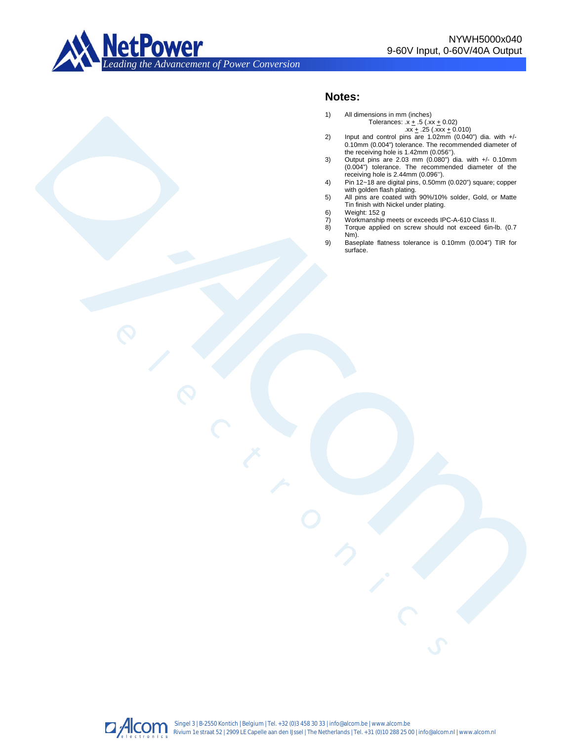## Notes:

1) All dimensions in mm (inches)
   Tolerances: .x ± .5 (.xx ± 0.02)
   .xx ± .25 (.xxx ± 0.010)
2) Input and control pins are 1.02mm (0.040") dia. with +/- 0.10mm (0.004") tolerance. The recommended diameter of the receiving hole is 1.42mm (0.056'').
3) Output pins are 2.03 mm (0.080") dia. with +/- 0.10mm (0.004") tolerance. The recommended diameter of the receiving hole is 2.44mm (0.096'').
4) Pin 12~18 are digital pins, 0.50mm (0.020") square; copper with golden flash plating.
5) All pins are coated with 90%/10% solder, Gold, or Matte Tin finish with Nickel under plating.
6) Weight: 152 g
7) Workmanship meets or exceeds IPC-A-610 Class II.
8) Torque applied on screw should not exceed 6in-lb. (0.7 Nm).
9) Baseplate flatness tolerance is 0.10mm (0.004") TIR for surface.